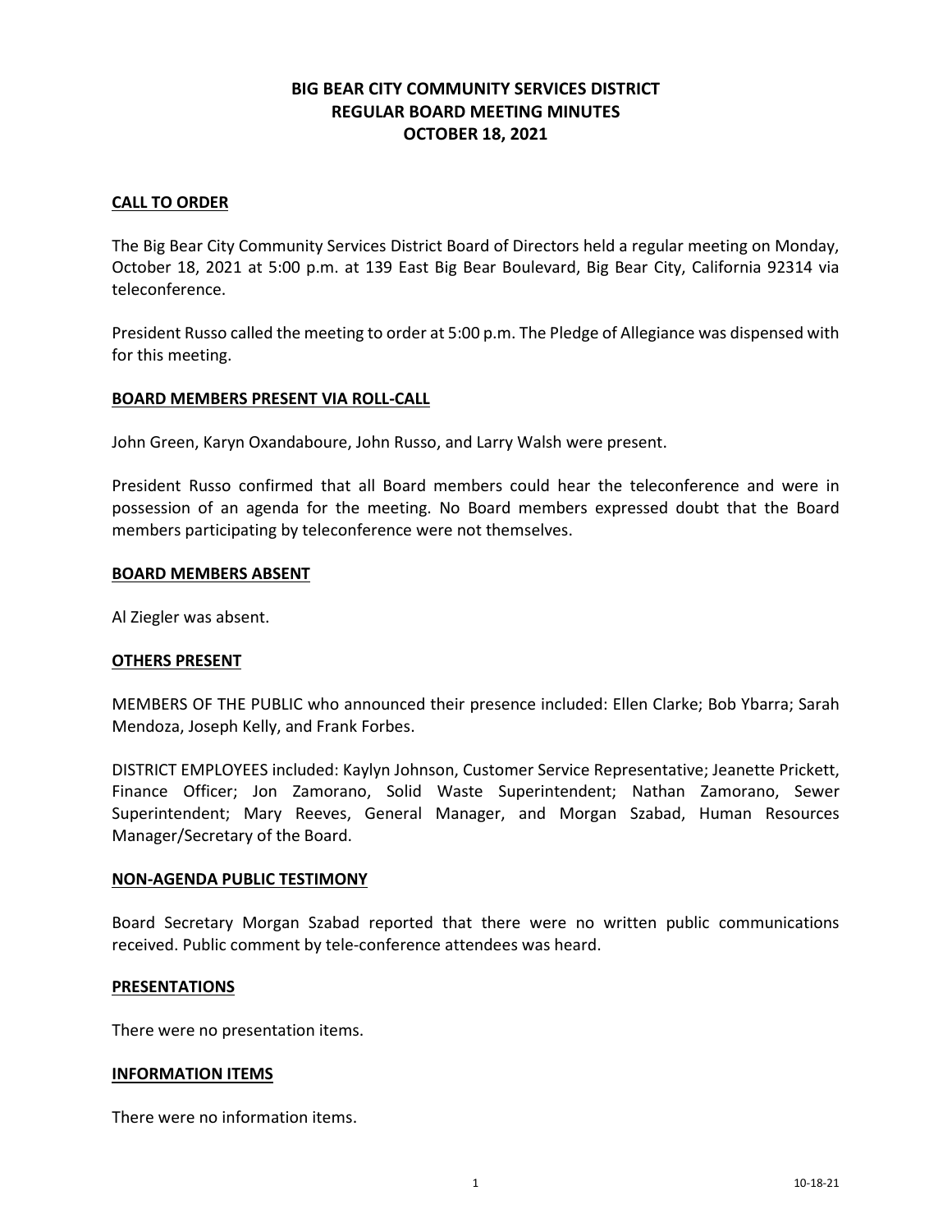# BIG BEAR CITY COMMUNITY SERVICES DISTRICT
# REGULAR BOARD MEETING MINUTES
# OCTOBER 18, 2021

## CALL TO ORDER

The Big Bear City Community Services District Board of Directors held a regular meeting on Monday, October 18, 2021 at 5:00 p.m. at 139 East Big Bear Boulevard, Big Bear City, California 92314 via teleconference.

President Russo called the meeting to order at 5:00 p.m. The Pledge of Allegiance was dispensed with for this meeting.

## BOARD MEMBERS PRESENT VIA ROLL-CALL

John Green, Karyn Oxandaboure, John Russo, and Larry Walsh were present.

President Russo confirmed that all Board members could hear the teleconference and were in possession of an agenda for the meeting. No Board members expressed doubt that the Board members participating by teleconference were not themselves.

## BOARD MEMBERS ABSENT

Al Ziegler was absent.

## OTHERS PRESENT

MEMBERS OF THE PUBLIC who announced their presence included: Ellen Clarke; Bob Ybarra; Sarah Mendoza, Joseph Kelly, and Frank Forbes.

DISTRICT EMPLOYEES included: Kaylyn Johnson, Customer Service Representative; Jeanette Prickett, Finance Officer; Jon Zamorano, Solid Waste Superintendent; Nathan Zamorano, Sewer Superintendent; Mary Reeves, General Manager, and Morgan Szabad, Human Resources Manager/Secretary of the Board.

## NON-AGENDA PUBLIC TESTIMONY

Board Secretary Morgan Szabad reported that there were no written public communications received. Public comment by tele-conference attendees was heard.

## PRESENTATIONS

There were no presentation items.

## INFORMATION ITEMS

There were no information items.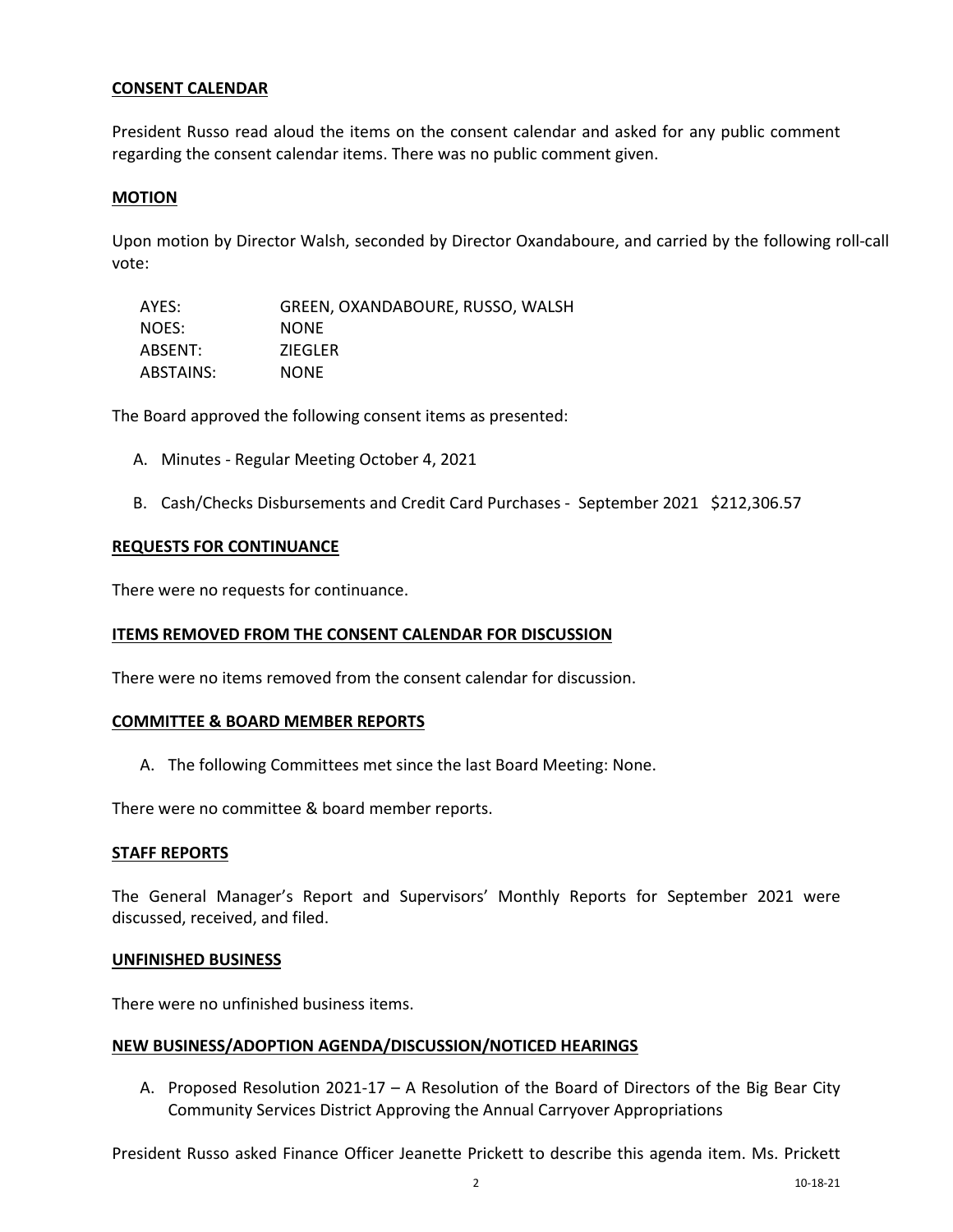**CONSENT CALENDAR**

President Russo read aloud the items on the consent calendar and asked for any public comment regarding the consent calendar items. There was no public comment given.

**MOTION**

Upon motion by Director Walsh, seconded by Director Oxandaboure, and carried by the following roll-call vote:

| | |
|---|---|
| AYES: | GREEN, OXANDABOURE, RUSSO, WALSH |
| NOES: | NONE |
| ABSENT: | ZIEGLER |
| ABSTAINS: | NONE |

The Board approved the following consent items as presented:

A. Minutes - Regular Meeting October 4, 2021

B. Cash/Checks Disbursements and Credit Card Purchases - September 2021 $212,306.57

**REQUESTS FOR CONTINUANCE**

There were no requests for continuance.

**ITEMS REMOVED FROM THE CONSENT CALENDAR FOR DISCUSSION**

There were no items removed from the consent calendar for discussion.

**COMMITTEE & BOARD MEMBER REPORTS**

A. The following Committees met since the last Board Meeting: None.

There were no committee & board member reports.

**STAFF REPORTS**

The General Manager's Report and Supervisors' Monthly Reports for September 2021 were discussed, received, and filed.

**UNFINISHED BUSINESS**

There were no unfinished business items.

**NEW BUSINESS/ADOPTION AGENDA/DISCUSSION/NOTICED HEARINGS**

A. Proposed Resolution 2021-17 – A Resolution of the Board of Directors of the Big Bear City Community Services District Approving the Annual Carryover Appropriations

President Russo asked Finance Officer Jeanette Prickett to describe this agenda item. Ms. Prickett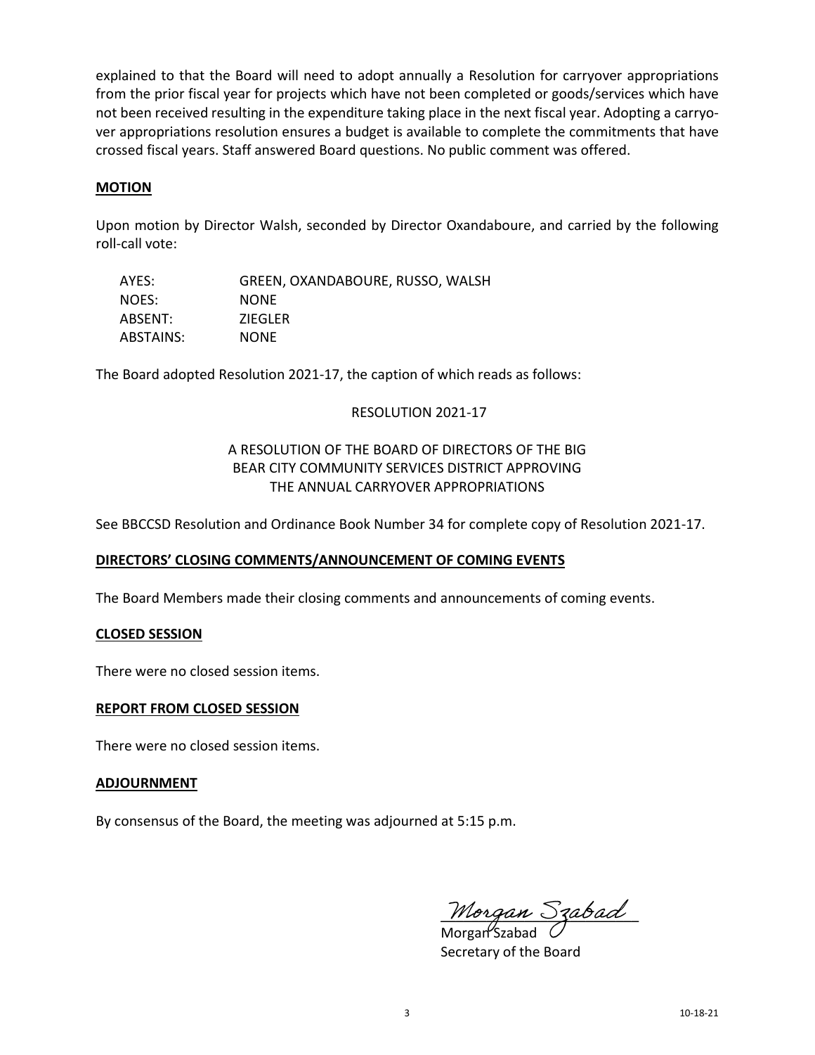explained to that the Board will need to adopt annually a Resolution for carryover appropriations from the prior fiscal year for projects which have not been completed or goods/services which have not been received resulting in the expenditure taking place in the next fiscal year. Adopting a carryover appropriations resolution ensures a budget is available to complete the commitments that have crossed fiscal years. Staff answered Board questions. No public comment was offered.

**MOTION**

Upon motion by Director Walsh, seconded by Director Oxandaboure, and carried by the following roll-call vote:

| | |
|---|---|
| AYES: | GREEN, OXANDABOURE, RUSSO, WALSH |
| NOES: | NONE |
| ABSENT: | ZIEGLER |
| ABSTAINS: | NONE |

The Board adopted Resolution 2021-17, the caption of which reads as follows:

RESOLUTION 2021-17

A RESOLUTION OF THE BOARD OF DIRECTORS OF THE BIG BEAR CITY COMMUNITY SERVICES DISTRICT APPROVING THE ANNUAL CARRYOVER APPROPRIATIONS

See BBCCSD Resolution and Ordinance Book Number 34 for complete copy of Resolution 2021-17.

**DIRECTORS' CLOSING COMMENTS/ANNOUNCEMENT OF COMING EVENTS**

The Board Members made their closing comments and announcements of coming events.

**CLOSED SESSION**

There were no closed session items.

**REPORT FROM CLOSED SESSION**

There were no closed session items.

**ADJOURNMENT**

By consensus of the Board, the meeting was adjourned at 5:15 p.m.

Morgan Szabad

Morgan Szabad
Secretary of the Board

10-18-21